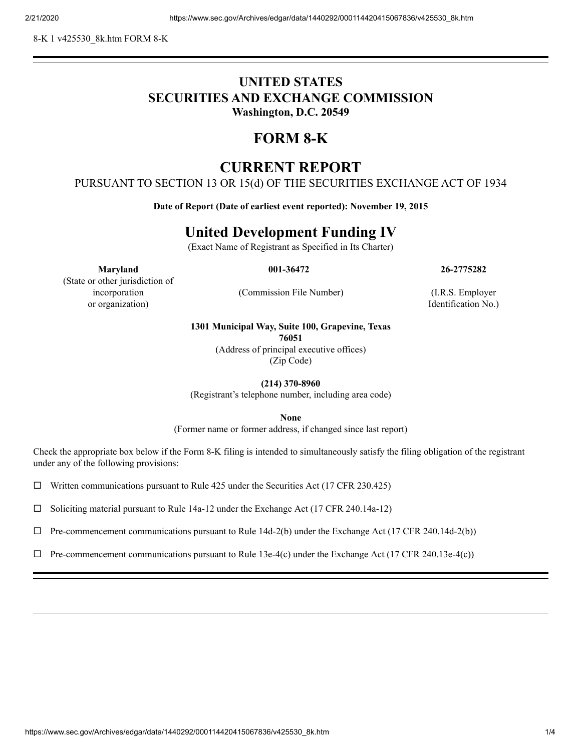8-K 1 v425530_8k.htm FORM 8-K

# UNITED STATES
# SECURITIES AND EXCHANGE COMMISSION
**Washington, D.C. 20549**

# FORM 8-K

# CURRENT REPORT

PURSUANT TO SECTION 13 OR 15(d) OF THE SECURITIES EXCHANGE ACT OF 1934

**Date of Report (Date of earliest event reported): November 19, 2015**

# United Development Funding IV

(Exact Name of Registrant as Specified in Its Charter)

| **Maryland** | **001-36472** | **26-2775282** |
|---|---|---|
| (State or other jurisdiction of incorporation or organization) | (Commission File Number) | (I.R.S. Employer Identification No.) |

**1301 Municipal Way, Suite 100, Grapevine, Texas 76051**
(Address of principal executive offices)
(Zip Code)

**(214) 370-8960**
(Registrant's telephone number, including area code)

**None**
(Former name or former address, if changed since last report)

Check the appropriate box below if the Form 8-K filing is intended to simultaneously satisfy the filing obligation of the registrant under any of the following provisions:

☐ Written communications pursuant to Rule 425 under the Securities Act (17 CFR 230.425)

☐ Soliciting material pursuant to Rule 14a-12 under the Exchange Act (17 CFR 240.14a-12)

☐ Pre-commencement communications pursuant to Rule 14d-2(b) under the Exchange Act (17 CFR 240.14d-2(b))

☐ Pre-commencement communications pursuant to Rule 13e-4(c) under the Exchange Act (17 CFR 240.13e-4(c))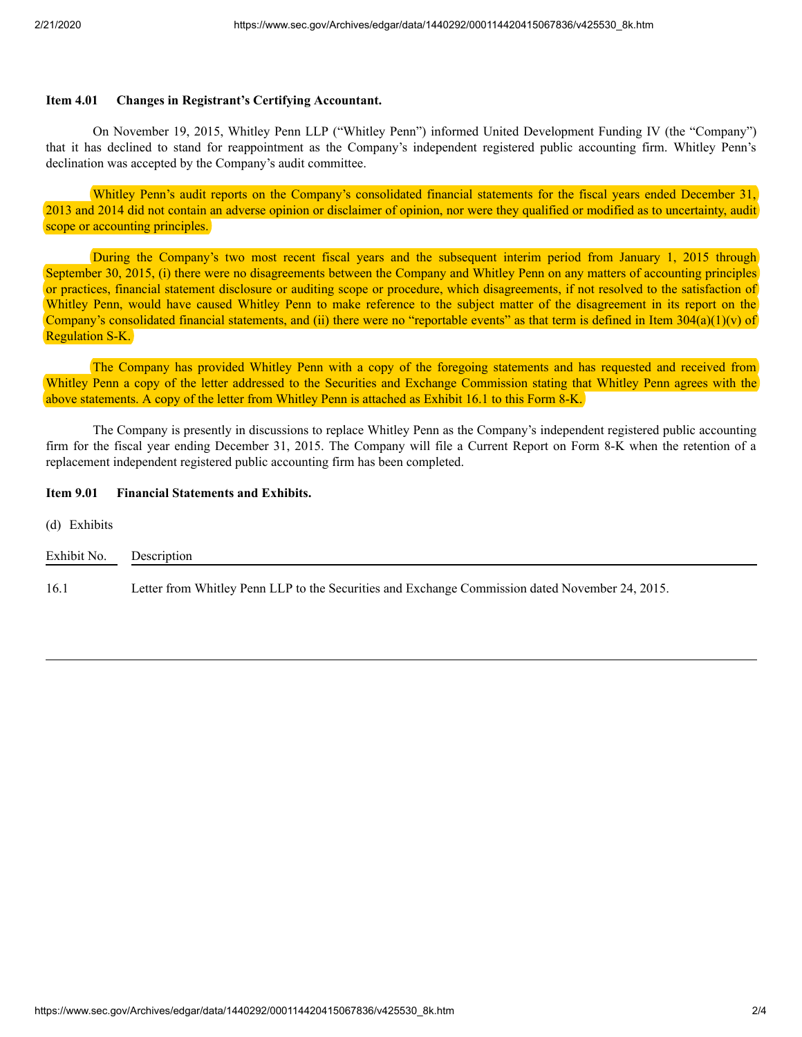**Item 4.01 Changes in Registrant's Certifying Accountant.**

On November 19, 2015, Whitley Penn LLP ("Whitley Penn") informed United Development Funding IV (the "Company") that it has declined to stand for reappointment as the Company's independent registered public accounting firm. Whitley Penn's declination was accepted by the Company's audit committee.

Whitley Penn's audit reports on the Company's consolidated financial statements for the fiscal years ended December 31, 2013 and 2014 did not contain an adverse opinion or disclaimer of opinion, nor were they qualified or modified as to uncertainty, audit scope or accounting principles.

During the Company's two most recent fiscal years and the subsequent interim period from January 1, 2015 through September 30, 2015, (i) there were no disagreements between the Company and Whitley Penn on any matters of accounting principles or practices, financial statement disclosure or auditing scope or procedure, which disagreements, if not resolved to the satisfaction of Whitley Penn, would have caused Whitley Penn to make reference to the subject matter of the disagreement in its report on the Company's consolidated financial statements, and (ii) there were no "reportable events" as that term is defined in Item 304(a)(1)(v) of Regulation S-K.

The Company has provided Whitley Penn with a copy of the foregoing statements and has requested and received from Whitley Penn a copy of the letter addressed to the Securities and Exchange Commission stating that Whitley Penn agrees with the above statements. A copy of the letter from Whitley Penn is attached as Exhibit 16.1 to this Form 8-K.

The Company is presently in discussions to replace Whitley Penn as the Company's independent registered public accounting firm for the fiscal year ending December 31, 2015. The Company will file a Current Report on Form 8-K when the retention of a replacement independent registered public accounting firm has been completed.

**Item 9.01 Financial Statements and Exhibits.**

(d) Exhibits

| Exhibit No. | Description |
|---|---|
| 16.1 | Letter from Whitley Penn LLP to the Securities and Exchange Commission dated November 24, 2015. |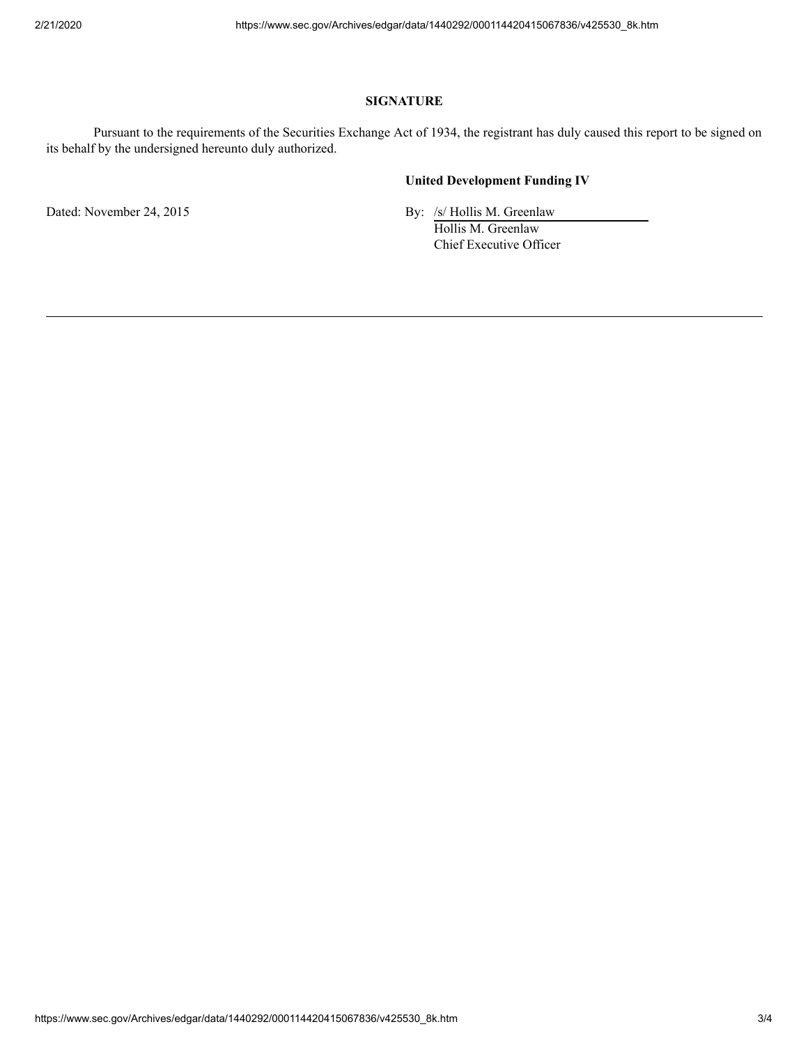## SIGNATURE

Pursuant to the requirements of the Securities Exchange Act of 1934, the registrant has duly caused this report to be signed on its behalf by the undersigned hereunto duly authorized.

**United Development Funding IV**

Dated: November 24, 2015

By: /s/ Hollis M. Greenlaw
Hollis M. Greenlaw
Chief Executive Officer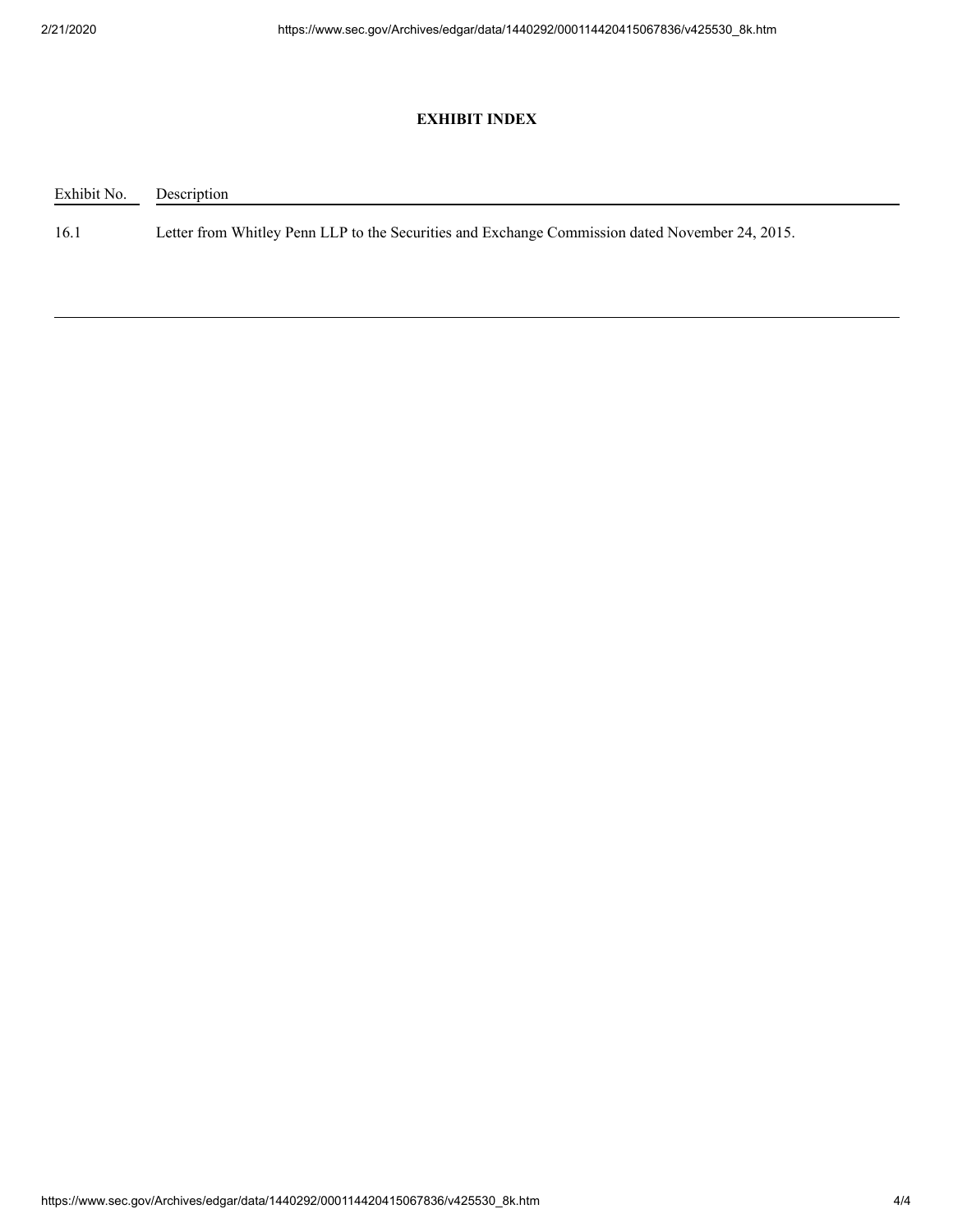**EXHIBIT INDEX**

| Exhibit No. | Description |
| --- | --- |
| 16.1 | Letter from Whitley Penn LLP to the Securities and Exchange Commission dated November 24, 2015. |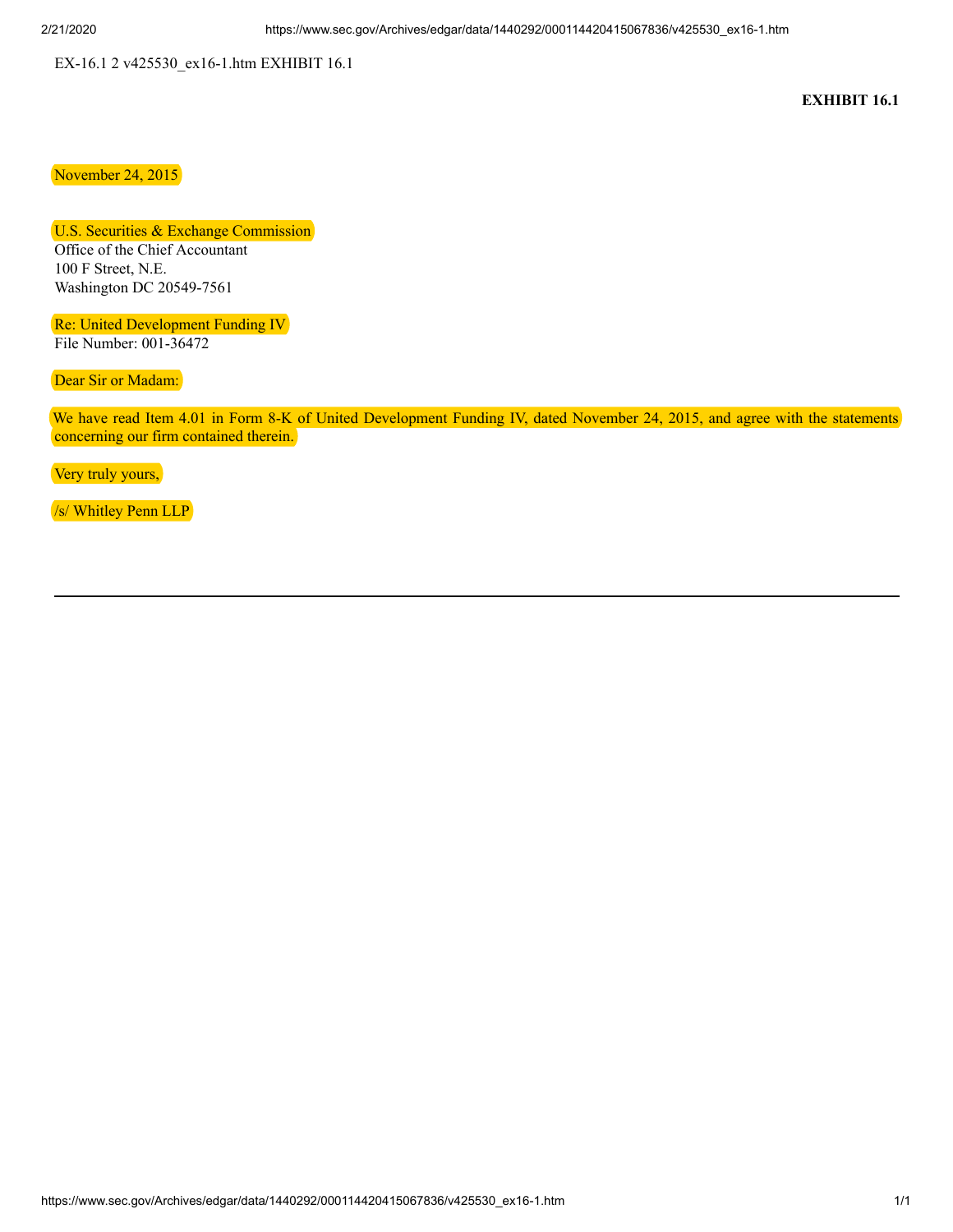EX-16.1 2 v425530_ex16-1.htm EXHIBIT 16.1

**EXHIBIT 16.1**

November 24, 2015

U.S. Securities & Exchange Commission
Office of the Chief Accountant
100 F Street, N.E.
Washington DC 20549-7561

Re: United Development Funding IV
File Number: 001-36472

Dear Sir or Madam:

We have read Item 4.01 in Form 8-K of United Development Funding IV, dated November 24, 2015, and agree with the statements concerning our firm contained therein.

Very truly yours,

/s/ Whitley Penn LLP